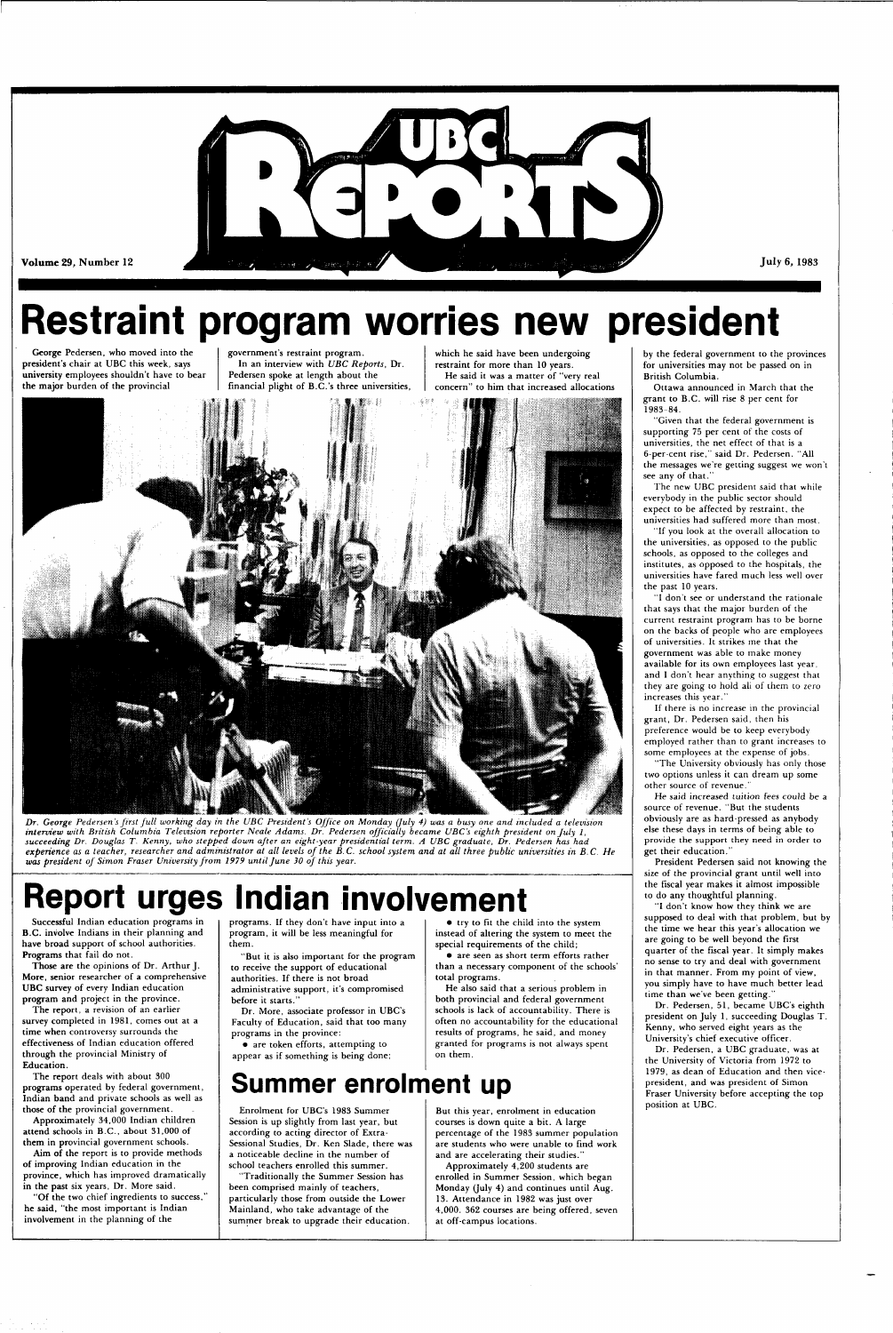# UBC Reports

Volume 29, Number 12

July 6, 1983

# Restraint program worries new president

George Pedersen, who moved into the president's chair at UBC this week, says university employees shouldn't have to bear the major burden of the provincial government's restraint program.

In an interview with *UBC Reports*, Dr. Pedersen spoke at length about the financial plight of B.C.'s three universities, which he said have been undergoing restraint for more than 10 years.

He said it was a matter of "very real concern" to him that increased allocations by the federal government to the provinces for universities may not be passed on in British Columbia.

Ottawa announced in March that the grant to B.C. will rise 8 per cent for 1983-84.

"Given that the federal government is supporting 75 per cent of the costs of universities, the net effect of that is a 6-per-cent rise," said Dr. Pedersen. "All the messages we're getting suggest we won't see any of that."

The new UBC president said that while everybody in the public sector should expect to be affected by restraint, the universities had suffered more than most.

"If you look at the overall allocation to the universities, as opposed to the public schools, as opposed to the colleges and institutes, as opposed to the hospitals, the universities have fared much less well over the past 10 years.

"I don't see or understand the rationale that says that the major burden of the current restraint program has to be borne on the backs of people who are employees of universities. It strikes me that the government was able to make money available for its own employees last year, and I don't hear anything to suggest that they are going to hold all of them to zero increases this year."

If there is no increase in the provincial grant, Dr. Pedersen said, then his preference would be to keep everybody employed rather than to grant increases to some employees at the expense of jobs.

"The University obviously has only those two options unless it can dream up some other source of revenue."

He said increased tuition fees could be a source of revenue. "But the students obviously are as hard-pressed as anybody else these days in terms of being able to provide the support they need in order to get their education."

President Pedersen said not knowing the size of the provincial grant until well into the fiscal year makes it almost impossible to do any thoughtful planning.

"I don't know how they think we are supposed to deal with that problem, but by the time we hear this year's allocation we are going to be well beyond the first quarter of the fiscal year. It simply makes no sense to try and deal with government in that manner. From my point of view, you simply have to have much better lead time than we've been getting."

Dr. Pedersen, 51, became UBC's eighth president on July 1, succeeding Douglas T. Kenny, who served eight years as the University's chief executive officer.

Dr. Pedersen, a UBC graduate, was at the University of Victoria from 1972 to 1979, as dean of Education and then vice-president, and was president of Simon Fraser University before accepting the top position at UBC.

*Dr. George Pedersen's first full working day in the UBC President's Office on Monday (July 4) was a busy one and included a television interview with British Columbia Television reporter Neale Adams. Dr. Pedersen officially became UBC's eighth president on July 1, succeeding Dr. Douglas T. Kenny, who stepped down after an eight-year presidential term. A UBC graduate, Dr. Pedersen has had experience as a teacher, researcher and administrator at all levels of the B.C. school system and at all three public universities in B.C. He was president of Simon Fraser University from 1979 until June 30 of this year.*

# Report urges Indian involvement

Successful Indian education programs in B.C. involve Indians in their planning and have broad support of school authorities. Programs that fail do not.

Those are the opinions of Dr. Arthur J. More, senior researcher of a comprehensive UBC survey of every Indian education program and project in the province.

The report, a revision of an earlier survey completed in 1981, comes out at a time when controversy surrounds the effectiveness of Indian education offered through the provincial Ministry of Education.

The report deals with about 300 programs operated by federal government, Indian band and private schools as well as those of the provincial government.

Approximately 34,000 Indian children attend schools in B.C., about 31,000 of them in provincial government schools.

Aim of the report is to provide methods of improving Indian education in the province, which has improved dramatically in the past six years, Dr. More said.

"Of the two chief ingredients to success," he said, "the most important is Indian involvement in the planning of the programs. If they don't have input into a program, it will be less meaningful for them.

"But it is also important for the program to receive the support of educational authorities. If there is not broad administrative support, it's compromised before it starts."

Dr. More, associate professor in UBC's Faculty of Education, said that too many programs in the province:

- are token efforts, attempting to appear as if something is being done;
- try to fit the child into the system instead of altering the system to meet the special requirements of the child;
- are seen as short term efforts rather than a necessary component of the schools' total programs.

He also said that a serious problem in both provincial and federal government schools is lack of accountability. There is often no accountability for the educational results of programs, he said, and money granted for programs is not always spent on them.

# Summer enrolment up

Enrolment for UBC's 1983 Summer Session is up slightly from last year, but according to acting director of Extra-Sessional Studies, Dr. Ken Slade, there was a noticeable decline in the number of school teachers enrolled this summer.

"Traditionally the Summer Session has been comprised mainly of teachers, particularly those from outside the Lower Mainland, who take advantage of the summer break to upgrade their education. But this year, enrolment in education courses is down quite a bit. A large percentage of the 1983 summer population are students who were unable to find work and are accelerating their studies."

Approximately 4,200 students are enrolled in Summer Session, which began Monday (July 4) and continues until Aug. 13. Attendance in 1982 was just over 4,000. 362 courses are being offered, seven at off-campus locations.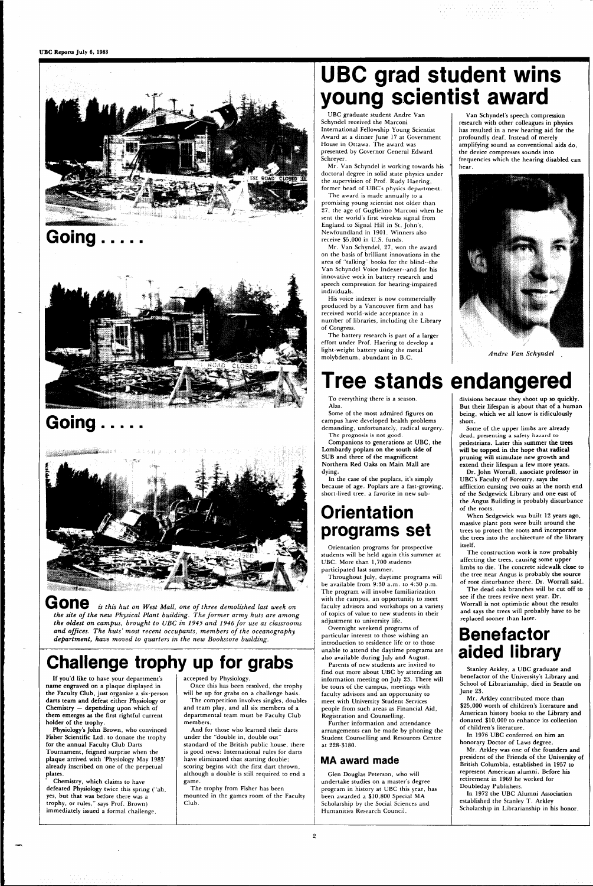# UBC grad student wins young scientist award

UBC graduate student Andre Van Schyndel received the Marconi International Fellowship Young Scientist Award at a dinner June 17 at Government House in Ottawa. The award was presented by Governor General Edward Schreyer.

Mr. Van Schyndel is working towards his doctoral degree in solid state physics under the supervision of Prof. Rudy Haering, former head of UBC's physics department.

The award is made annually to a promising young scientist not older than 27, the age of Guglielmo Marconi when he sent the world's first wireless signal from England to Signal Hill in St. John's, Newfoundland in 1901. Winners also receive $5,000 in U.S. funds.

Mr. Van Schyndel, 27, won the award on the basis of brilliant innovations in the area of "talking" books for the blind--the Van Schyndel Voice Indexer--and for his innovative work in battery research and speech compression for hearing-impaired individuals.

His voice indexer is now commercially produced by a Vancouver firm and has received world-wide acceptance in a number of libraries, including the Library of Congress.

The battery research is part of a larger effort under Prof. Haering to develop a light-weight battery using the metal molybdenum, abundant in B.C.

Van Schyndel's speech compression research with other colleagues in physics has resulted in a new hearing aid for the profoundly deaf. Instead of merely amplifying sound as conventional aids do, the device compresses sounds into frequencies which the hearing disabled can hear.

*Andre Van Schyndel*

**Going . . . . .**

**Going . . . . .**

**Gone** *is this hut on West Mall, one of three demolished last week on the site of the new Physical Plant building. The former army huts are among the oldest on campus, brought to UBC in 1945 and 1946 for use as classrooms and offices. The huts' most recent occupants, members of the oceanography department, have moved to quarters in the new Bookstore building.*

# Tree stands endangered

To everything there is a season.

Alas.

Some of the most admired figures on campus have developed health problems demanding, unfortunately, radical surgery.

The prognosis is not good.

Companions to generations at UBC, the Lombardy poplars on the south side of SUB and three of the magnificent Northern Red Oaks on Main Mall are dying.

In the case of the poplars, it's simply because of age. Poplars are a fast-growing, short-lived tree, a favorite in new subdivisions because they shoot up so quickly. But their lifespan is about that of a human being, which we all know is ridiculously short.

Some of the upper limbs are already dead, presenting a safety hazard to pedestrians. Later this summer the trees will be topped in the hope that radical pruning will stimulate new growth and extend their lifespan a few more years.

Dr. John Worrall, associate professor in UBC's Faculty of Forestry, says the affliction cursing two oaks at the north end of the Sedgewick Library and one east of the Angus Building is probably disturbance of the roots.

When Sedgewick was built 12 years ago, massive plant pots were built around the trees to protect the roots and incorporate the trees into the architecture of the library itself.

The construction work is now probably affecting the trees, causing some upper limbs to die. The concrete sidewalk close to the tree near Angus is probably the source of root disturbance there, Dr. Worrall said.

The dead oak branches will be cut off to see if the trees revive next year. Dr. Worrall is not optimistic about the results and says the trees will probably have to be replaced sooner than later.

# Orientation programs set

Orientation programs for prospective students will be held again this summer at UBC. More than 1,700 students participated last summer.

Throughout July, daytime programs will be available from 9:30 a.m. to 4:30 p.m. The program will involve familiarization with the campus, an opportunity to meet faculty advisors and workshops on a variety of topics of value to new students in their adjustment to university life.

Overnight weekend programs of particular interest to those wishing an introduction to residence life or to those unable to attend the daytime programs are also available during July and August.

Parents of new students are invited to find out more about UBC by attending an information meeting on July 23. There will be tours of the campus, meetings with faculty advisors and an opportunity to meet with University Student Services people from such areas as Financial Aid, Registration and Counselling.

Further information and attendance arrangements can be made by phoning the Student Counselling and Resources Centre at 228-3180.

## MA award made

Glen Douglas Peterson, who will undertake studies on a master's degree program in history at UBC this year, has been awarded a $10,800 Special MA Scholarship by the Social Sciences and Humanities Research Council.

# Benefactor aided library

Stanley Arkley, a UBC graduate and benefactor of the University's Library and School of Librarianship, died in Seattle on June 23.

Mr. Arkley contributed more than $25,000 worth of children's literature and American history books to the Library and donated $10,000 to enhance its collection of children's literature.

In 1976 UBC conferred on him an honorary Doctor of Laws degree.

Mr. Arkley was one of the founders and president of the Friends of the University of British Columbia, established in 1957 to represent American alumni. Before his retirement in 1969 he worked for Doubleday Publishers.

In 1972 the UBC Alumni Association established the Stanley T. Arkley Scholarship in Librarianship in his honor.

# Challenge trophy up for grabs

If you'd like to have your department's name engraved on a plaque displayed in the Faculty Club, just organize a six-person darts team and defeat either Physiology or Chemistry — depending upon which of them emerges as the first rightful current holder of the trophy.

Physiology's John Brown, who convinced Fisher Scientific Ltd. to donate the trophy for the annual Faculty Club Darts Tournament, feigned surprise when the plaque arrived with 'Physiology May 1983' already inscribed on one of the perpetual plates.

Chemistry, which claims to have defeated Physiology twice this spring ("ah, yes, but that was before there was a trophy, or rules," says Prof. Brown) immediately issued a formal challenge, accepted by Physiology.

Once this has been resolved, the trophy will be up for grabs on a challenge basis.

The competition involves singles, doubles and team play, and all six members of a departmental team must be Faculty Club members.

And for those who learned their darts under the "double in, double out" standard of the British public house, there is good news: International rules for darts have eliminated that starting double; scoring begins with the first dart thrown, although a double is still required to end a game.

The trophy from Fisher has been mounted in the games room of the Faculty Club.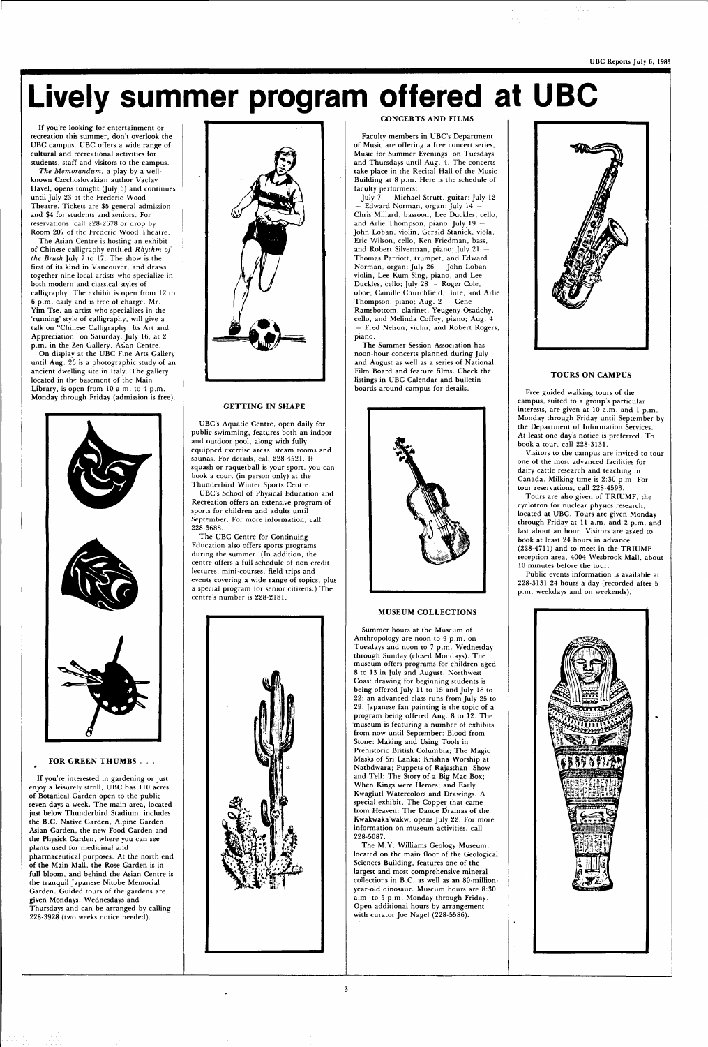# Lively summer program offered at UBC

If you're looking for entertainment or recreation this summer, don't overlook the UBC campus. UBC offers a wide range of cultural and recreational activities for students, staff and visitors to the campus.

*The Memorandum*, a play by a well-known Czechoslovakian author Vaclav Havel, opens tonight (July 6) and continues until July 23 at the Frederic Wood Theatre. Tickets are $5 general admission and $4 for students and seniors. For reservations, call 228-2678 or drop by Room 207 of the Frederic Wood Theatre.

The Asian Centre is hosting an exhibit of Chinese calligraphy entitled *Rhythm of the Brush* July 7 to 17. The show is the first of its kind in Vancouver, and draws together nine local artists who specialize in both modern and classical styles of calligraphy. The exhibit is open from 12 to 6 p.m. daily and is free of charge. Mr. Yim Tse, an artist who specializes in the 'running' style of calligraphy, will give a talk on "Chinese Calligraphy: Its Art and Appreciation" on Saturday, July 16, at 2 p.m. in the Zen Gallery, Asian Centre.

On display at the UBC Fine Arts Gallery until Aug. 26 is a photographic study of an ancient dwelling site in Italy. The gallery, located in the basement of the Main Library, is open from 10 a.m. to 4 p.m. Monday through Friday (admission is free).

### FOR GREEN THUMBS . . .

If you're interested in gardening or just enjoy a leisurely stroll, UBC has 110 acres of Botanical Garden open to the public seven days a week. The main area, located just below Thunderbird Stadium, includes the B.C. Native Garden, Alpine Garden, Asian Garden, the new Food Garden and the Physick Garden, where you can see plants used for medicinal and pharmaceutical purposes. At the north end of the Main Mall, the Rose Garden is in full bloom, and behind the Asian Centre is the tranquil Japanese Nitobe Memorial Garden. Guided tours of the gardens are given Mondays, Wednesdays and Thursdays and can be arranged by calling 228-3928 (two weeks notice needed).

### GETTING IN SHAPE

UBC's Aquatic Centre, open daily for public swimming, features both an indoor and outdoor pool, along with fully equipped exercise areas, steam rooms and saunas. For details, call 228-4521. If squash or raquetball is your sport, you can book a court (in person only) at the Thunderbird Winter Sports Centre.

UBC's School of Physical Education and Recreation offers an extensive program of sports for children and adults until September. For more information, call 228-3688.

The UBC Centre for Continuing Education also offers sports programs during the summer. (In addition, the centre offers a full schedule of non-credit lectures, mini-courses, field trips and events covering a wide range of topics, plus a special program for senior citizens.) The centre's number is 228-2181.

### CONCERTS AND FILMS

Faculty members in UBC's Department of Music are offering a free concert series, Music for Summer Evenings, on Tuesdays and Thursdays until Aug. 4. The concerts take place in the Recital Hall of the Music Building at 8 p.m. Here is the schedule of faculty performers:

July 7 – Michael Strutt, guitar; July 12 – Edward Norman, organ; July 14 – Chris Millard, bassoon, Lee Duckles, cello, and Arlie Thompson, piano; July 19 – John Loban, violin, Gerald Stanick, viola, Eric Wilson, cello, Ken Friedman, bass, and Robert Silverman, piano; July 21 – Thomas Parriott, trumpet, and Edward Norman, organ; July 26 – John Loban violin, Lee Kum Sing, piano, and Lee Duckles, cello; July 28 – Roger Cole, oboe, Camille Churchfield, flute, and Arlie Thompson, piano; Aug. 2 – Gene Ramsbottom, clarinet, Yeugeny Osadchy, cello, and Melinda Coffey, piano; Aug. 4 – Fred Nelson, violin, and Robert Rogers, piano.

The Summer Session Association has noon-hour concerts planned during July and August as well as a series of National Film Board and feature films. Check the listings in UBC Calendar and bulletin boards around campus for details.

### MUSEUM COLLECTIONS

Summer hours at the Museum of Anthropology are noon to 9 p.m. on Tuesdays and noon to 7 p.m. Wednesday through Sunday (closed Mondays). The museum offers programs for children aged 8 to 13 in July and August. Northwest Coast drawing for beginning students is being offered July 11 to 15 and July 18 to 22; an advanced class runs from July 25 to 29. Japanese fan painting is the topic of a program being offered Aug. 8 to 12. The museum is featuring a number of exhibits from now until September: Blood from Stone: Making and Using Tools in Prehistoric British Columbia; The Magic Masks of Sri Lanka; Krishna Worship at Nathdwara; Puppets of Rajasthan; Show and Tell: The Story of a Big Mac Box; When Kings were Heroes; and Early Kwagiutl Watercolors and Drawings. A special exhibit, The Copper that came from Heaven: The Dance Dramas of the Kwakwaka'wakw, opens July 22. For more information on museum activities, call 228-5087.

The M.Y. Williams Geology Museum, located on the main floor of the Geological Sciences Building, features one of the largest and most comprehensive mineral collections in B.C. as well as an 80-million-year-old dinosaur. Museum hours are 8:30 a.m. to 5 p.m. Monday through Friday. Open additional hours by arrangement with curator Joe Nagel (228-5586).

### TOURS ON CAMPUS

Free guided walking tours of the campus, suited to a group's particular interests, are given at 10 a.m. and 1 p.m. Monday through Friday until September by the Department of Information Services. At least one day's notice is preferred. To book a tour, call 228-3131.

Visitors to the campus are invited to tour one of the most advanced facilities for dairy cattle research and teaching in Canada. Milking time is 2:30 p.m. For tour reservations, call 228-4593.

Tours are also given of TRIUMF, the cyclotron for nuclear physics research, located at UBC. Tours are given Monday through Friday at 11 a.m. and 2 p.m. and last about an hour. Visitors are asked to book at least 24 hours in advance (228-4711) and to meet in the TRIUMF reception area, 4004 Wesbrook Mall, about 10 minutes before the tour.

Public events information is available at 228-3131 24 hours a day (recorded after 5 p.m. weekdays and on weekends).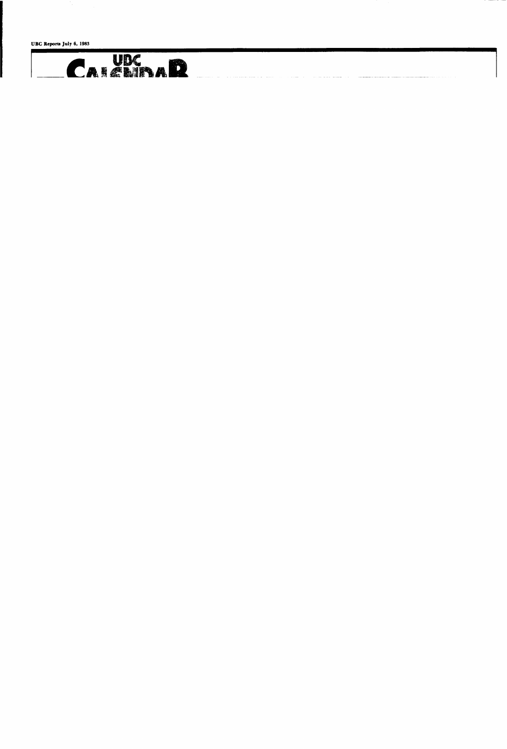# UBC CALENDAR